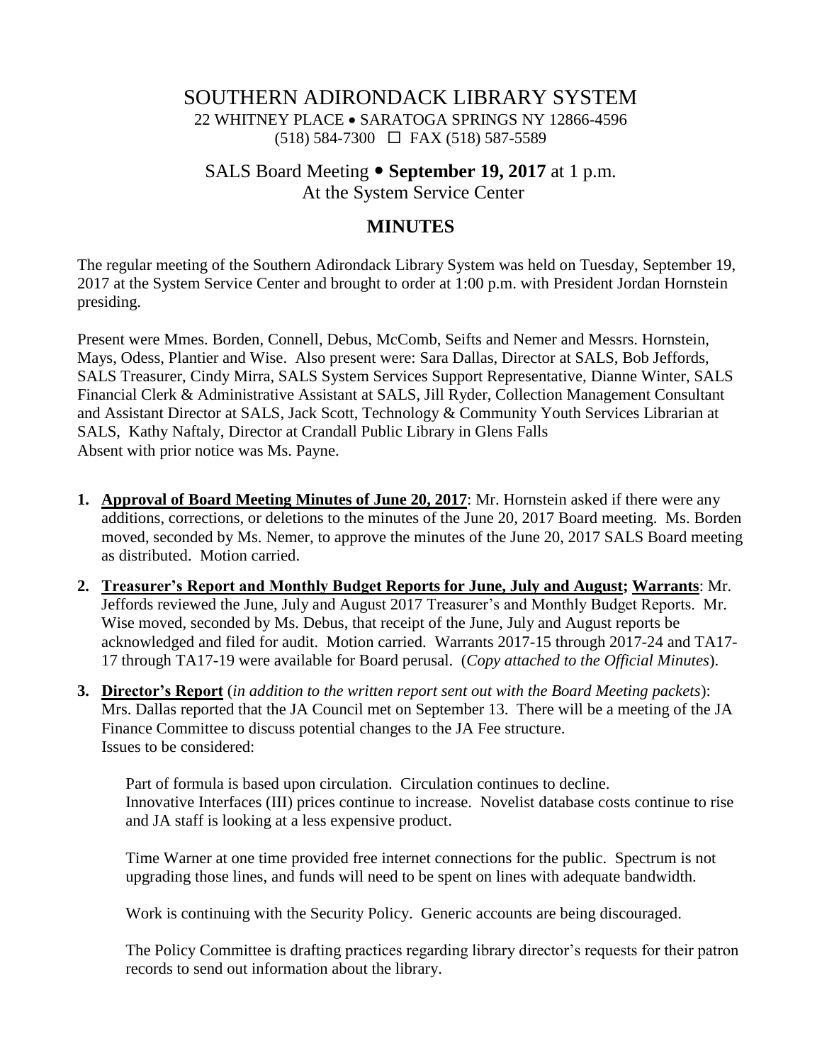# SOUTHERN ADIRONDACK LIBRARY SYSTEM

22 WHITNEY PLACE • SARATOGA SPRINGS NY 12866-4596
(518) 584-7300 ☐ FAX (518) 587-5589

## SALS Board Meeting • **September 19, 2017** at 1 p.m.
At the System Service Center

## MINUTES

The regular meeting of the Southern Adirondack Library System was held on Tuesday, September 19, 2017 at the System Service Center and brought to order at 1:00 p.m. with President Jordan Hornstein presiding.

Present were Mmes. Borden, Connell, Debus, McComb, Seifts and Nemer and Messrs. Hornstein, Mays, Odess, Plantier and Wise. Also present were: Sara Dallas, Director at SALS, Bob Jeffords, SALS Treasurer, Cindy Mirra, SALS System Services Support Representative, Dianne Winter, SALS Financial Clerk & Administrative Assistant at SALS, Jill Ryder, Collection Management Consultant and Assistant Director at SALS, Jack Scott, Technology & Community Youth Services Librarian at SALS, Kathy Naftaly, Director at Crandall Public Library in Glens Falls
Absent with prior notice was Ms. Payne.

1. **Approval of Board Meeting Minutes of June 20, 2017**: Mr. Hornstein asked if there were any additions, corrections, or deletions to the minutes of the June 20, 2017 Board meeting. Ms. Borden moved, seconded by Ms. Nemer, to approve the minutes of the June 20, 2017 SALS Board meeting as distributed. Motion carried.
2. **Treasurer's Report and Monthly Budget Reports for June, July and August; Warrants**: Mr. Jeffords reviewed the June, July and August 2017 Treasurer's and Monthly Budget Reports. Mr. Wise moved, seconded by Ms. Debus, that receipt of the June, July and August reports be acknowledged and filed for audit. Motion carried. Warrants 2017-15 through 2017-24 and TA17-17 through TA17-19 were available for Board perusal. (*Copy attached to the Official Minutes*).
3. **Director's Report** (*in addition to the written report sent out with the Board Meeting packets*): Mrs. Dallas reported that the JA Council met on September 13. There will be a meeting of the JA Finance Committee to discuss potential changes to the JA Fee structure.
   Issues to be considered:

   Part of formula is based upon circulation. Circulation continues to decline.
   Innovative Interfaces (III) prices continue to increase. Novelist database costs continue to rise and JA staff is looking at a less expensive product.

   Time Warner at one time provided free internet connections for the public. Spectrum is not upgrading those lines, and funds will need to be spent on lines with adequate bandwidth.

   Work is continuing with the Security Policy. Generic accounts are being discouraged.

   The Policy Committee is drafting practices regarding library director's requests for their patron records to send out information about the library.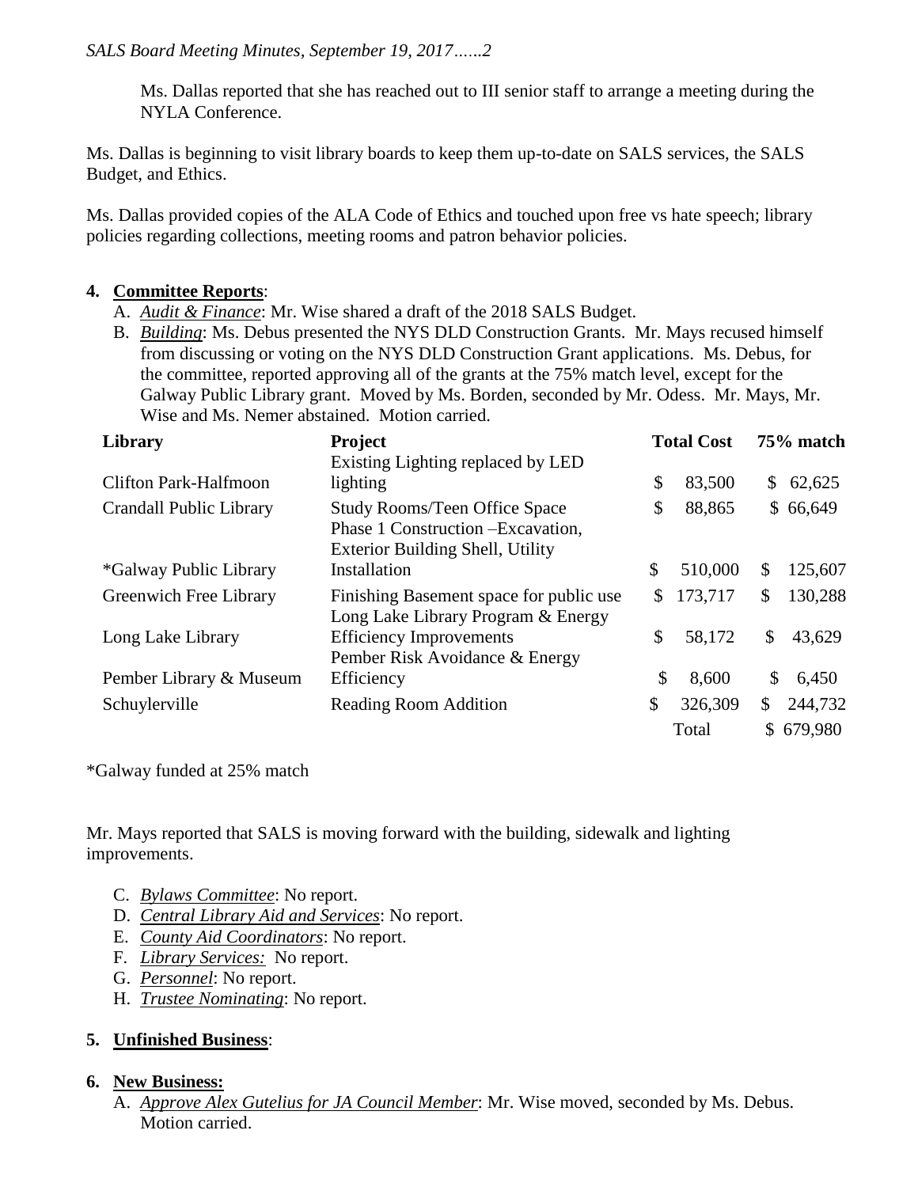Ms. Dallas reported that she has reached out to III senior staff to arrange a meeting during the NYLA Conference.

Ms. Dallas is beginning to visit library boards to keep them up-to-date on SALS services, the SALS Budget, and Ethics.

Ms. Dallas provided copies of the ALA Code of Ethics and touched upon free vs hate speech; library policies regarding collections, meeting rooms and patron behavior policies.

**4. Committee Reports**:

A. *Audit & Finance*: Mr. Wise shared a draft of the 2018 SALS Budget.

B. *Building*: Ms. Debus presented the NYS DLD Construction Grants. Mr. Mays recused himself from discussing or voting on the NYS DLD Construction Grant applications. Ms. Debus, for the committee, reported approving all of the grants at the 75% match level, except for the Galway Public Library grant. Moved by Ms. Borden, seconded by Mr. Odess. Mr. Mays, Mr. Wise and Ms. Nemer abstained. Motion carried.

| Library | Project | Total Cost | 75% match |
|---|---|---|---|
| Clifton Park-Halfmoon | Existing Lighting replaced by LED lighting | $ 83,500 | $ 62,625 |
| Crandall Public Library | Study Rooms/Teen Office Space | $ 88,865 | $ 66,649 |
| *Galway Public Library | Phase 1 Construction –Excavation, Exterior Building Shell, Utility Installation | $ 510,000 | $ 125,607 |
| Greenwich Free Library | Finishing Basement space for public use | $ 173,717 | $ 130,288 |
| Long Lake Library | Long Lake Library Program & Energy Efficiency Improvements | $ 58,172 | $ 43,629 |
| Pember Library & Museum | Pember Risk Avoidance & Energy Efficiency | $ 8,600 | $ 6,450 |
| Schuylerville | Reading Room Addition | $ 326,309 | $ 244,732 |
| | | Total | $ 679,980 |

*Galway funded at 25% match

Mr. Mays reported that SALS is moving forward with the building, sidewalk and lighting improvements.

C. *Bylaws Committee*: No report.

D. *Central Library Aid and Services*: No report.

E. *County Aid Coordinators*: No report.

F. *Library Services:* No report.

G. *Personnel*: No report.

H. *Trustee Nominating*: No report.

**5. Unfinished Business**:

**6. New Business:**

A. *Approve Alex Gutelius for JA Council Member*: Mr. Wise moved, seconded by Ms. Debus. Motion carried.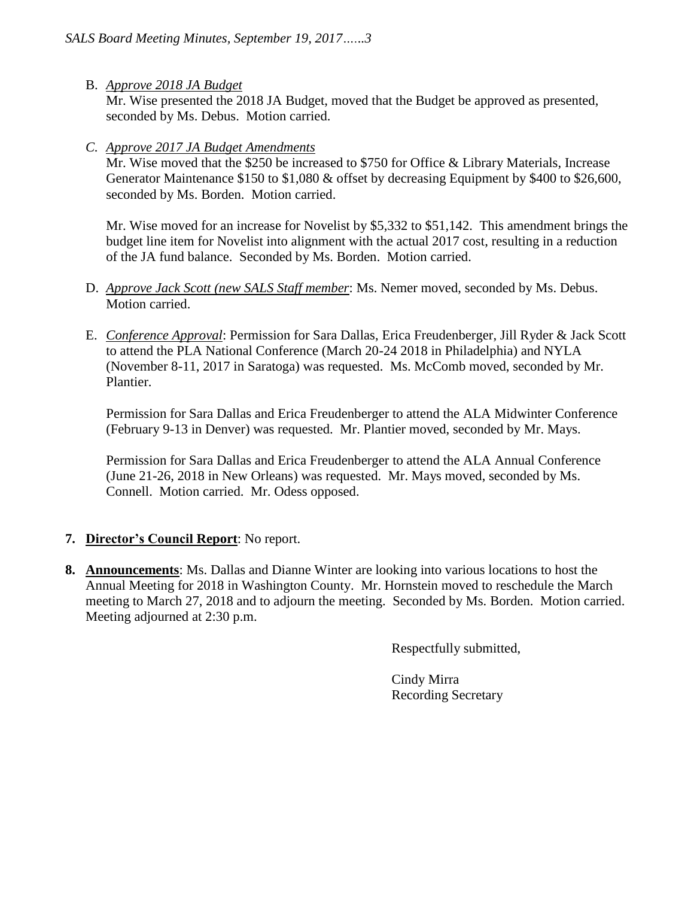B. *Approve 2018 JA Budget*
Mr. Wise presented the 2018 JA Budget, moved that the Budget be approved as presented, seconded by Ms. Debus. Motion carried.

C. *Approve 2017 JA Budget Amendments*
Mr. Wise moved that the $250 be increased to $750 for Office & Library Materials, Increase Generator Maintenance $150 to $1,080 & offset by decreasing Equipment by $400 to $26,600, seconded by Ms. Borden. Motion carried.

Mr. Wise moved for an increase for Novelist by $5,332 to $51,142. This amendment brings the budget line item for Novelist into alignment with the actual 2017 cost, resulting in a reduction of the JA fund balance. Seconded by Ms. Borden. Motion carried.

D. *Approve Jack Scott (new SALS Staff member*: Ms. Nemer moved, seconded by Ms. Debus. Motion carried.

E. *Conference Approval*: Permission for Sara Dallas, Erica Freudenberger, Jill Ryder & Jack Scott to attend the PLA National Conference (March 20-24 2018 in Philadelphia) and NYLA (November 8-11, 2017 in Saratoga) was requested. Ms. McComb moved, seconded by Mr. Plantier.

Permission for Sara Dallas and Erica Freudenberger to attend the ALA Midwinter Conference (February 9-13 in Denver) was requested. Mr. Plantier moved, seconded by Mr. Mays.

Permission for Sara Dallas and Erica Freudenberger to attend the ALA Annual Conference (June 21-26, 2018 in New Orleans) was requested. Mr. Mays moved, seconded by Ms. Connell. Motion carried. Mr. Odess opposed.

**7. Director's Council Report**: No report.

**8. Announcements**: Ms. Dallas and Dianne Winter are looking into various locations to host the Annual Meeting for 2018 in Washington County. Mr. Hornstein moved to reschedule the March meeting to March 27, 2018 and to adjourn the meeting. Seconded by Ms. Borden. Motion carried. Meeting adjourned at 2:30 p.m.

Respectfully submitted,

Cindy Mirra
Recording Secretary